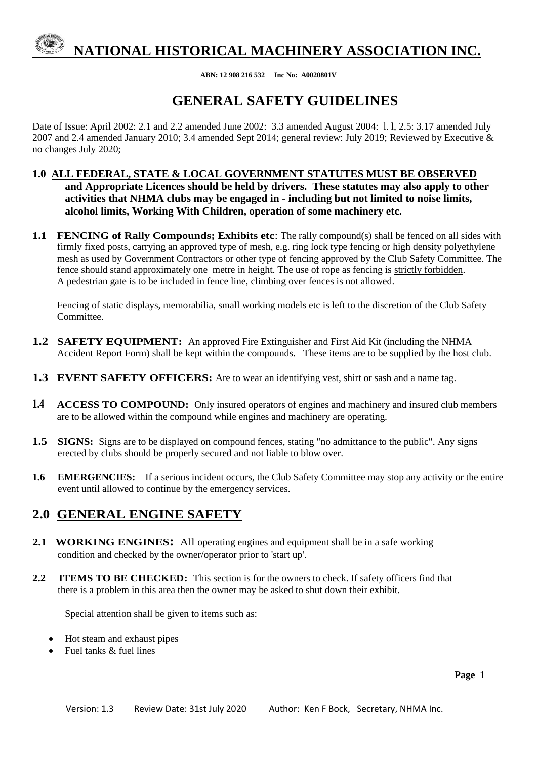# NATIONAL HISTORICAL MACHINERY ASSOCIATION INC.

**ABN: 12 908 216 532 Inc No: A0020801V**

## GENERAL SAFETY GUIDELINES

Date of Issue: April 2002: 2.1 and 2.2 amended June 2002: 3.3 amended August 2004: l. l, 2.5: 3.17 amended July 2007 and 2.4 amended January 2010; 3.4 amended Sept 2014; general review: July 2019; Reviewed by Executive & no changes July 2020;

**1.0 ALL FEDERAL, STATE & LOCAL GOVERNMENT STATUTES MUST BE OBSERVED and Appropriate Licences should be held by drivers. These statutes may also apply to other activities that NHMA clubs may be engaged in - including but not limited to noise limits, alcohol limits, Working With Children, operation of some machinery etc.**

**1.1 FENCING of Rally Compounds; Exhibits etc**: The rally compound(s) shall be fenced on all sides with firmly fixed posts, carrying an approved type of mesh, e.g. ring lock type fencing or high density polyethylene mesh as used by Government Contractors or other type of fencing approved by the Club Safety Committee. The fence should stand approximately one metre in height. The use of rope as fencing is strictly forbidden. A pedestrian gate is to be included in fence line, climbing over fences is not allowed.

Fencing of static displays, memorabilia, small working models etc is left to the discretion of the Club Safety Committee.

**1.2 SAFETY EQUIPMENT:** An approved Fire Extinguisher and First Aid Kit (including the NHMA Accident Report Form) shall be kept within the compounds. These items are to be supplied by the host club.

**1.3 EVENT SAFETY OFFICERS:** Are to wear an identifying vest, shirt or sash and a name tag.

**1.4 ACCESS TO COMPOUND:** Only insured operators of engines and machinery and insured club members are to be allowed within the compound while engines and machinery are operating.

**1.5 SIGNS:** Signs are to be displayed on compound fences, stating "no admittance to the public". Any signs erected by clubs should be properly secured and not liable to blow over.

**1.6 EMERGENCIES:** If a serious incident occurs, the Club Safety Committee may stop any activity or the entire event until allowed to continue by the emergency services.

## 2.0 GENERAL ENGINE SAFETY

**2.1 WORKING ENGINES:** All operating engines and equipment shall be in a safe working condition and checked by the owner/operator prior to 'start up'.

**2.2 ITEMS TO BE CHECKED:** This section is for the owners to check. If safety officers find that there is a problem in this area then the owner may be asked to shut down their exhibit.

Special attention shall be given to items such as:

- Hot steam and exhaust pipes
- Fuel tanks & fuel lines

Version: 1.3 Review Date: 31st July 2020 Author: Ken F Bock, Secretary, NHMA Inc.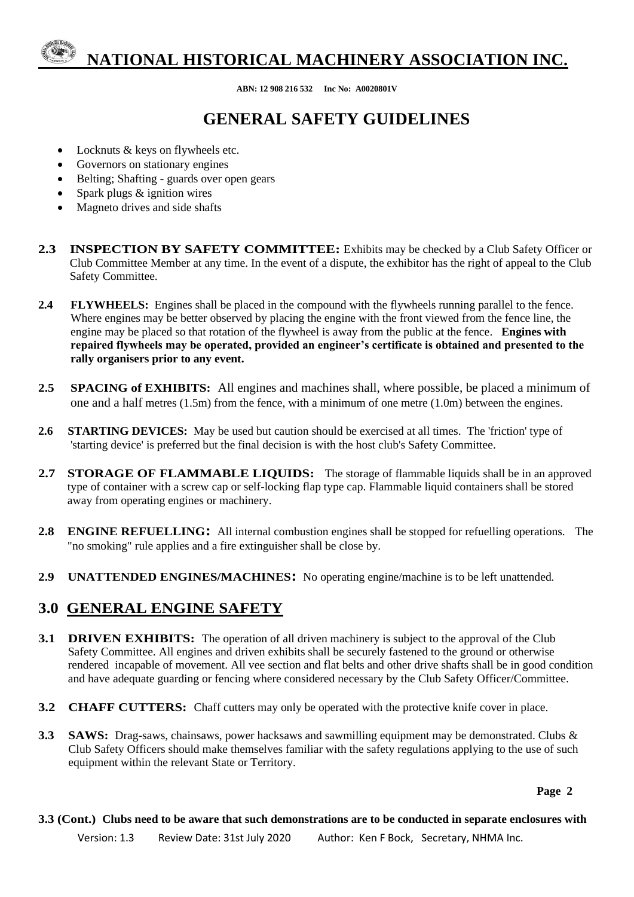- Locknuts & keys on flywheels etc.
- Governors on stationary engines
- Belting; Shafting - guards over open gears
- Spark plugs & ignition wires
- Magneto drives and side shafts

**2.3 INSPECTION BY SAFETY COMMITTEE:** Exhibits may be checked by a Club Safety Officer or Club Committee Member at any time. In the event of a dispute, the exhibitor has the right of appeal to the Club Safety Committee.

**2.4 FLYWHEELS:** Engines shall be placed in the compound with the flywheels running parallel to the fence. Where engines may be better observed by placing the engine with the front viewed from the fence line, the engine may be placed so that rotation of the flywheel is away from the public at the fence. **Engines with repaired flywheels may be operated, provided an engineer's certificate is obtained and presented to the rally organisers prior to any event.**

**2.5 SPACING of EXHIBITS:** All engines and machines shall, where possible, be placed a minimum of one and a half metres (1.5m) from the fence, with a minimum of one metre (1.0m) between the engines.

**2.6 STARTING DEVICES:** May be used but caution should be exercised at all times. The 'friction' type of 'starting device' is preferred but the final decision is with the host club's Safety Committee.

**2.7 STORAGE OF FLAMMABLE LIQUIDS:** The storage of flammable liquids shall be in an approved type of container with a screw cap or self-locking flap type cap. Flammable liquid containers shall be stored away from operating engines or machinery.

**2.8 ENGINE REFUELLING:** All internal combustion engines shall be stopped for refuelling operations. The "no smoking" rule applies and a fire extinguisher shall be close by.

**2.9 UNATTENDED ENGINES/MACHINES:** No operating engine/machine is to be left unattended.

## 3.0 GENERAL ENGINE SAFETY

**3.1 DRIVEN EXHIBITS:** The operation of all driven machinery is subject to the approval of the Club Safety Committee. All engines and driven exhibits shall be securely fastened to the ground or otherwise rendered incapable of movement. All vee section and flat belts and other drive shafts shall be in good condition and have adequate guarding or fencing where considered necessary by the Club Safety Officer/Committee.

**3.2 CHAFF CUTTERS:** Chaff cutters may only be operated with the protective knife cover in place.

**3.3 SAWS:** Drag-saws, chainsaws, power hacksaws and sawmilling equipment may be demonstrated. Clubs & Club Safety Officers should make themselves familiar with the safety regulations applying to the use of such equipment within the relevant State or Territory.

**3.3 (Cont.) Clubs need to be aware that such demonstrations are to be conducted in separate enclosures with**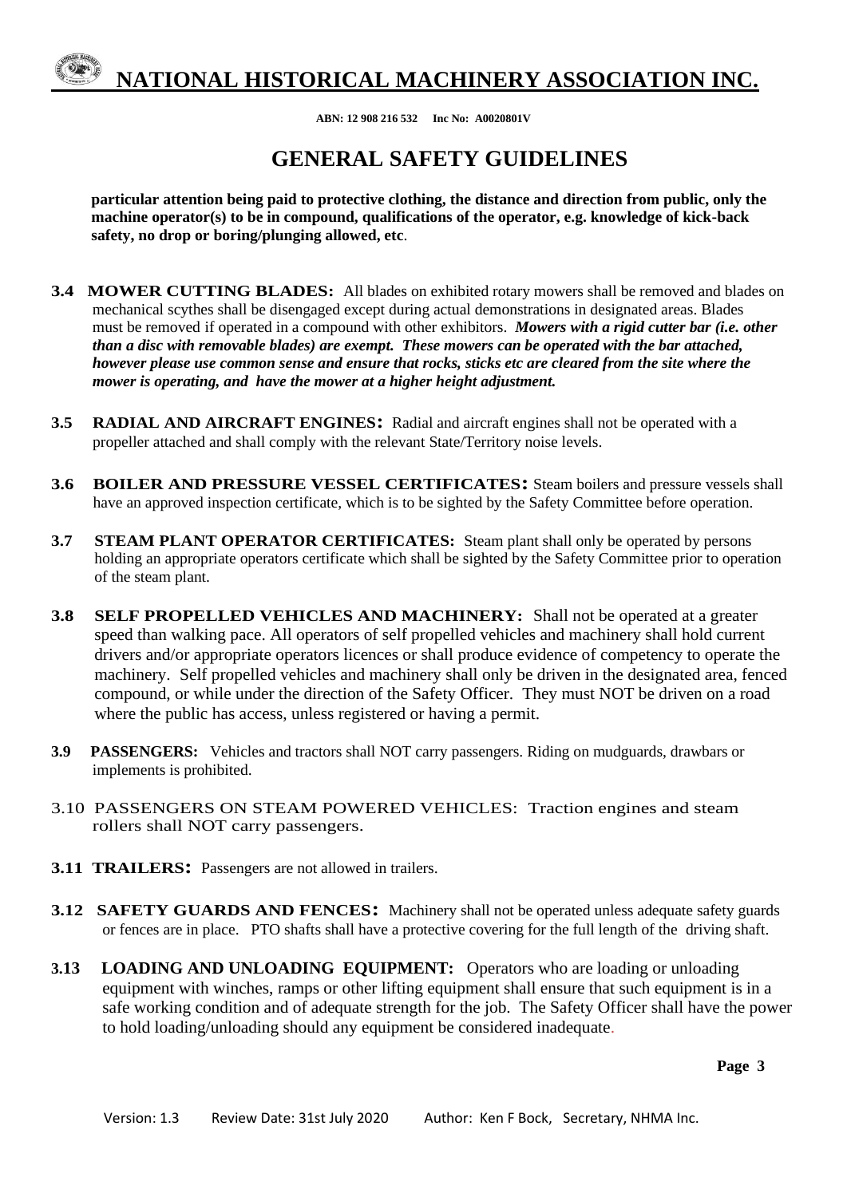**particular attention being paid to protective clothing, the distance and direction from public, only the machine operator(s) to be in compound, qualifications of the operator, e.g. knowledge of kick-back safety, no drop or boring/plunging allowed, etc**.

**3.4 MOWER CUTTING BLADES:** All blades on exhibited rotary mowers shall be removed and blades on mechanical scythes shall be disengaged except during actual demonstrations in designated areas. Blades must be removed if operated in a compound with other exhibitors. ***Mowers with a rigid cutter bar (i.e. other than a disc with removable blades) are exempt. These mowers can be operated with the bar attached, however please use common sense and ensure that rocks, sticks etc are cleared from the site where the mower is operating, and have the mower at a higher height adjustment.***

**3.5 RADIAL AND AIRCRAFT ENGINES:** Radial and aircraft engines shall not be operated with a propeller attached and shall comply with the relevant State/Territory noise levels.

**3.6 BOILER AND PRESSURE VESSEL CERTIFICATES:** Steam boilers and pressure vessels shall have an approved inspection certificate, which is to be sighted by the Safety Committee before operation.

**3.7 STEAM PLANT OPERATOR CERTIFICATES:** Steam plant shall only be operated by persons holding an appropriate operators certificate which shall be sighted by the Safety Committee prior to operation of the steam plant.

**3.8 SELF PROPELLED VEHICLES AND MACHINERY:** Shall not be operated at a greater speed than walking pace. All operators of self propelled vehicles and machinery shall hold current drivers and/or appropriate operators licences or shall produce evidence of competency to operate the machinery. Self propelled vehicles and machinery shall only be driven in the designated area, fenced compound, or while under the direction of the Safety Officer. They must NOT be driven on a road where the public has access, unless registered or having a permit.

**3.9 PASSENGERS:** Vehicles and tractors shall NOT carry passengers. Riding on mudguards, drawbars or implements is prohibited.

3.10 PASSENGERS ON STEAM POWERED VEHICLES: Traction engines and steam rollers shall NOT carry passengers.

**3.11 TRAILERS:** Passengers are not allowed in trailers.

**3.12 SAFETY GUARDS AND FENCES:** Machinery shall not be operated unless adequate safety guards or fences are in place. PTO shafts shall have a protective covering for the full length of the driving shaft.

**3.13 LOADING AND UNLOADING EQUIPMENT:** Operators who are loading or unloading equipment with winches, ramps or other lifting equipment shall ensure that such equipment is in a safe working condition and of adequate strength for the job. The Safety Officer shall have the power to hold loading/unloading should any equipment be considered inadequate.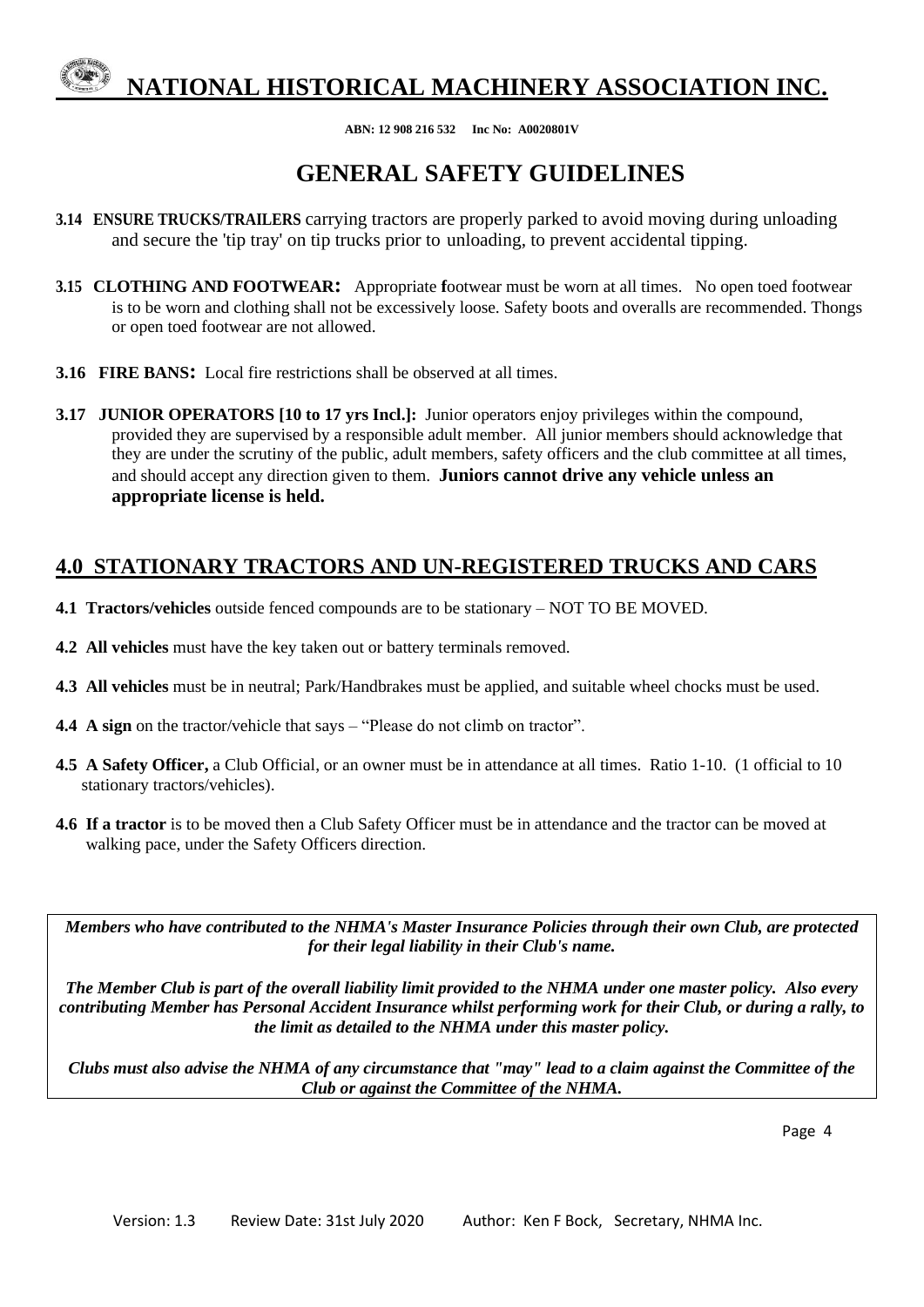# NATIONAL HISTORICAL MACHINERY ASSOCIATION INC.

**ABN: 12 908 216 532 Inc No: A0020801V**

## GENERAL SAFETY GUIDELINES

**3.14 ENSURE TRUCKS/TRAILERS** carrying tractors are properly parked to avoid moving during unloading and secure the 'tip tray' on tip trucks prior to unloading, to prevent accidental tipping.

**3.15 CLOTHING AND FOOTWEAR:** Appropriate **f**ootwear must be worn at all times. No open toed footwear is to be worn and clothing shall not be excessively loose. Safety boots and overalls are recommended. Thongs or open toed footwear are not allowed.

**3.16 FIRE BANS:** Local fire restrictions shall be observed at all times.

**3.17 JUNIOR OPERATORS [10 to 17 yrs Incl.]:** Junior operators enjoy privileges within the compound, provided they are supervised by a responsible adult member. All junior members should acknowledge that they are under the scrutiny of the public, adult members, safety officers and the club committee at all times, and should accept any direction given to them. **Juniors cannot drive any vehicle unless an appropriate license is held.**

## 4.0 STATIONARY TRACTORS AND UN-REGISTERED TRUCKS AND CARS

**4.1 Tractors/vehicles** outside fenced compounds are to be stationary – NOT TO BE MOVED.

**4.2 All vehicles** must have the key taken out or battery terminals removed.

**4.3 All vehicles** must be in neutral; Park/Handbrakes must be applied, and suitable wheel chocks must be used.

**4.4 A sign** on the tractor/vehicle that says – "Please do not climb on tractor".

**4.5 A Safety Officer,** a Club Official, or an owner must be in attendance at all times. Ratio 1-10. (1 official to 10 stationary tractors/vehicles).

**4.6 If a tractor** is to be moved then a Club Safety Officer must be in attendance and the tractor can be moved at walking pace, under the Safety Officers direction.

***Members who have contributed to the NHMA's Master Insurance Policies through their own Club, are protected for their legal liability in their Club's name.***

***The Member Club is part of the overall liability limit provided to the NHMA under one master policy. Also every contributing Member has Personal Accident Insurance whilst performing work for their Club, or during a rally, to the limit as detailed to the NHMA under this master policy.***

***Clubs must also advise the NHMA of any circumstance that "may" lead to a claim against the Committee of the Club or against the Committee of the NHMA.***

Version: 1.3 Review Date: 31st July 2020 Author: Ken F Bock, Secretary, NHMA Inc.